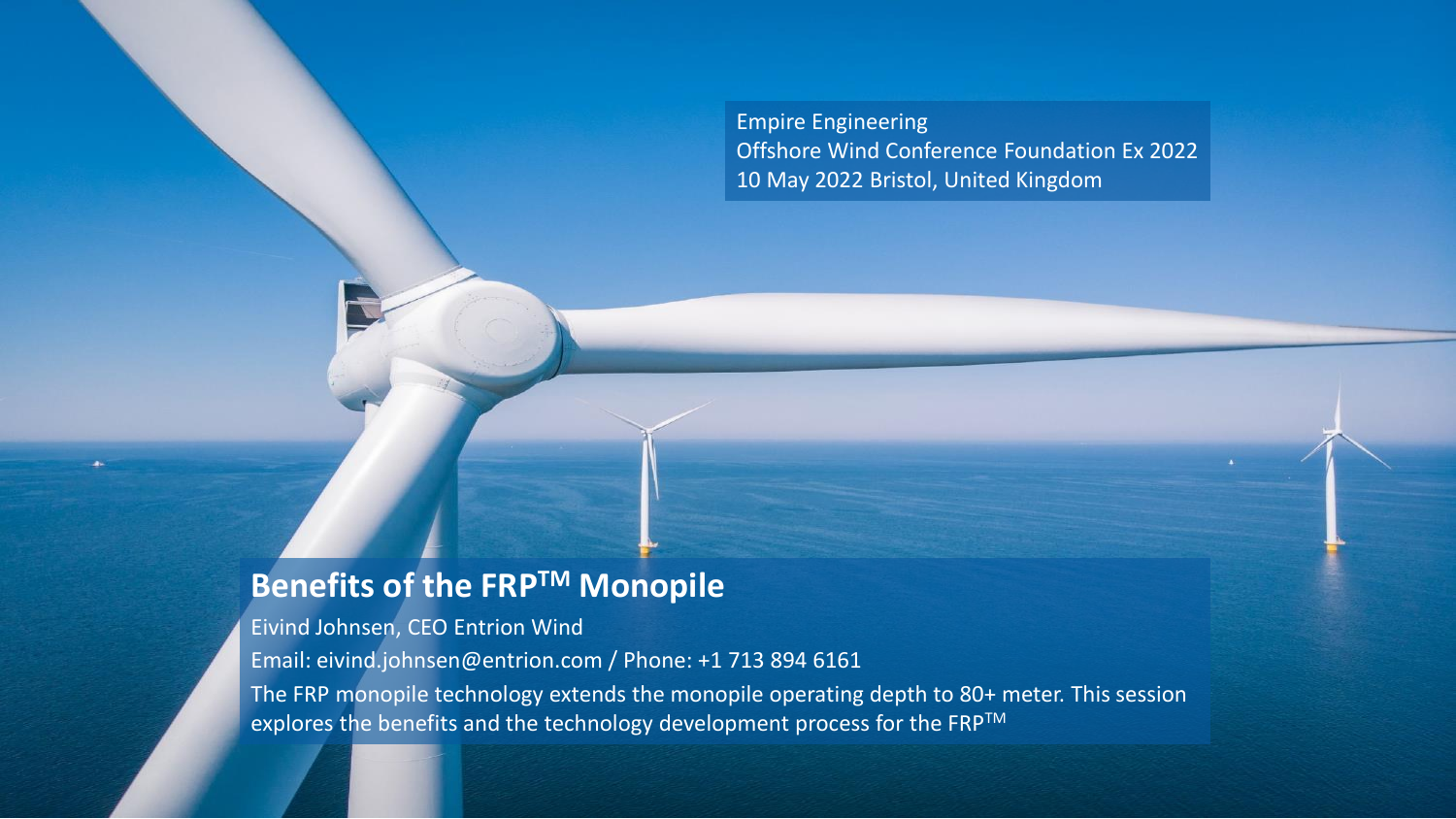Empire Engineering
Offshore Wind Conference Foundation Ex 2022
10 May 2022 Bristol, United Kingdom

# Benefits of the FRP™ Monopile

Eivind Johnsen, CEO Entrion Wind

Email: eivind.johnsen@entrion.com / Phone: +1 713 894 6161

The FRP monopile technology extends the monopile operating depth to 80+ meter. This session explores the benefits and the technology development process for the FRP™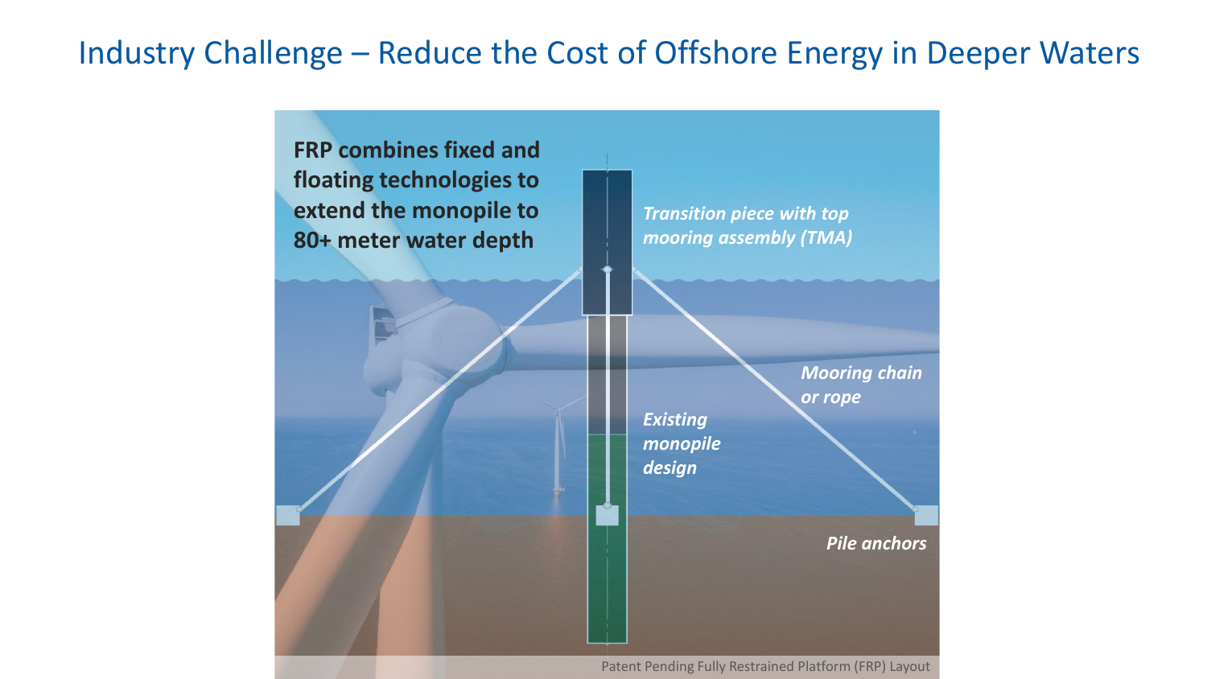# Industry Challenge – Reduce the Cost of Offshore Energy in Deeper Waters

**FRP combines fixed and floating technologies to extend the monopile to 80+ meter water depth**

*Transition piece with top mooring assembly (TMA)*

*Mooring chain or rope*

*Existing monopile design*

*Pile anchors*

Patent Pending Fully Restrained Platform (FRP) Layout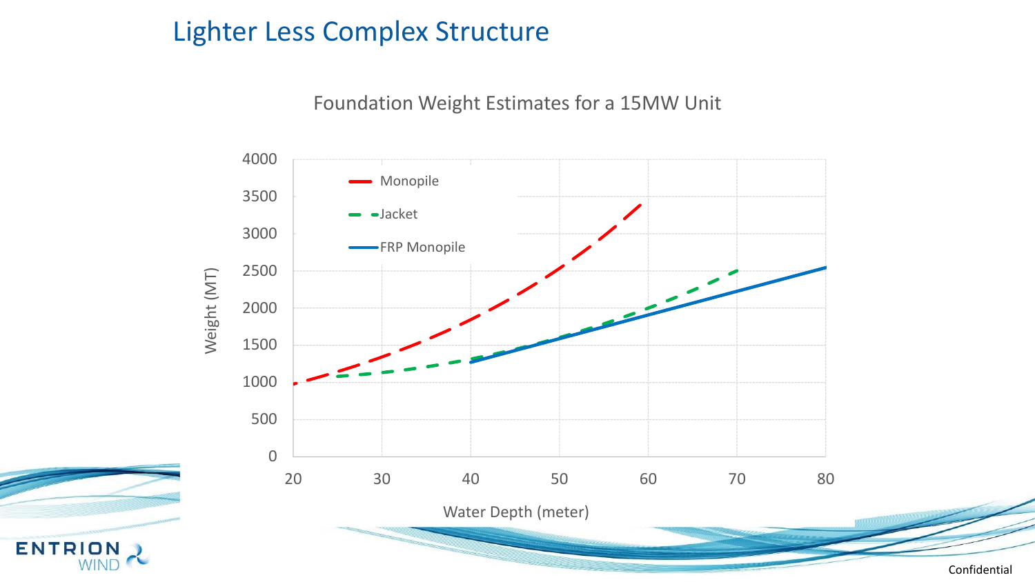# Lighter Less Complex Structure

Foundation Weight Estimates for a 15MW Unit

Weight (MT)

4000
3500
3000
2500
2000
1500
1000
500
0

Monopile
Jacket
FRP Monopile

20 30 40 50 60 70 80

Water Depth (meter)

Confidential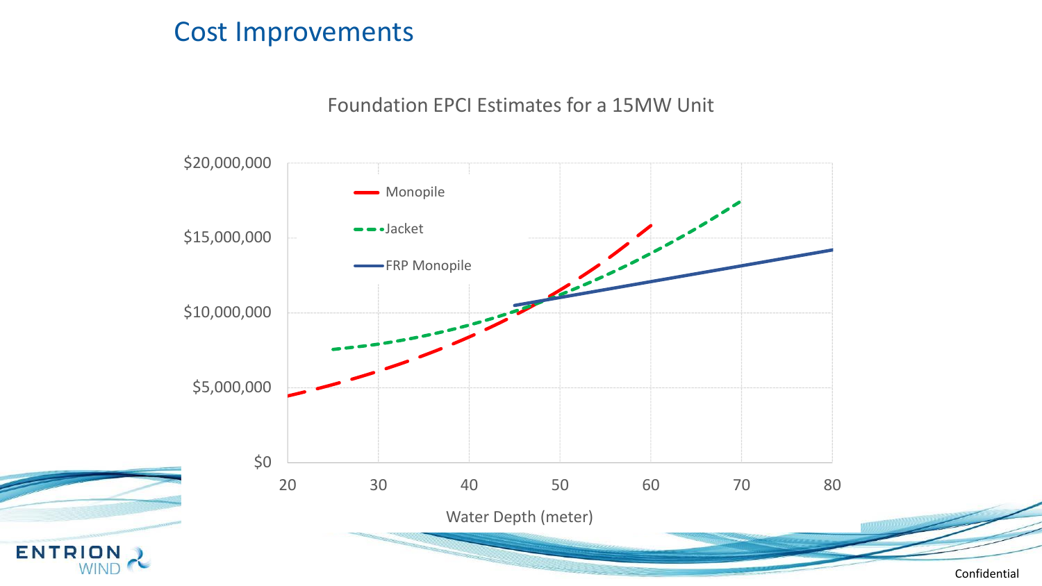# Cost Improvements

Foundation EPCI Estimates for a 15MW Unit

- Monopile
- Jacket
- FRP Monopile

$20,000,000
$15,000,000
$10,000,000
$5,000,000
$0

20 30 40 50 60 70 80

Water Depth (meter)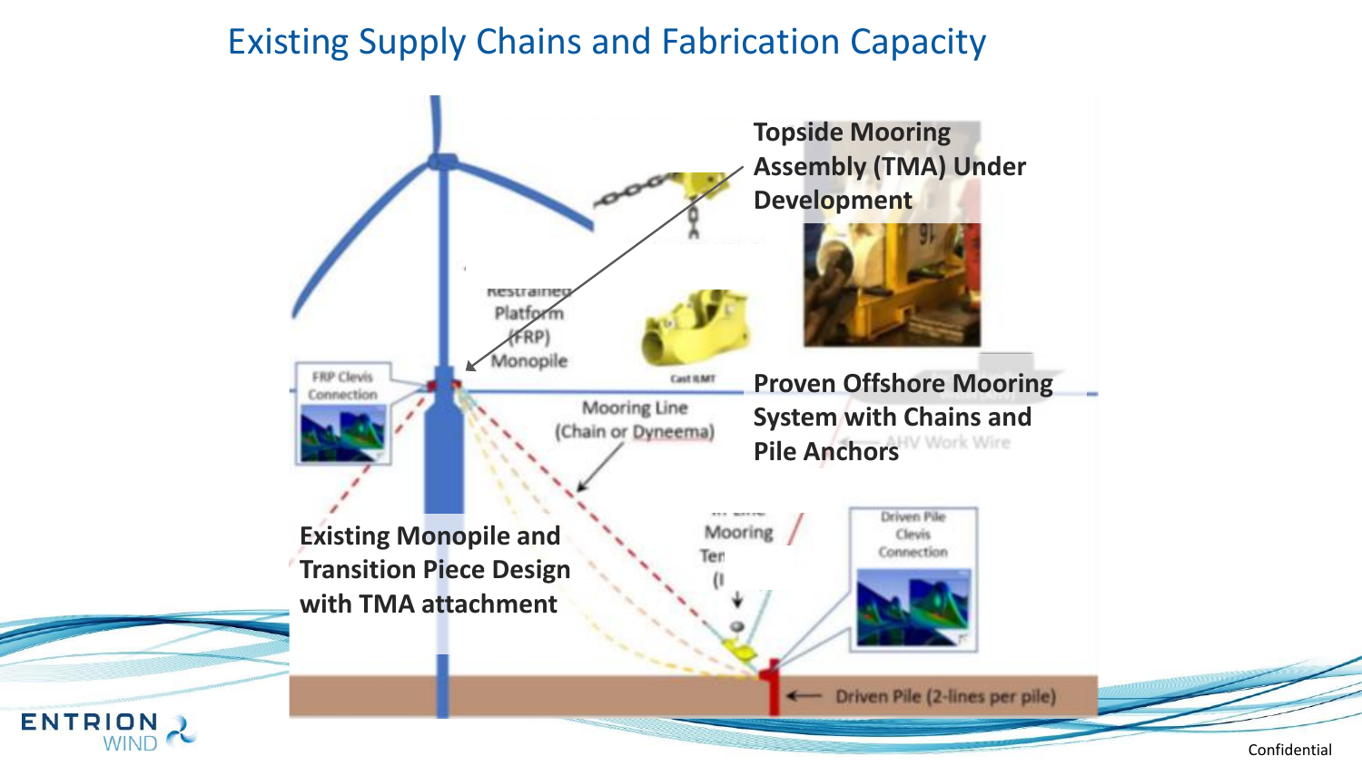# Existing Supply Chains and Fabrication Capacity

**Topside Mooring Assembly (TMA) Under Development**

**Proven Offshore Mooring System with Chains and Pile Anchors**

**Existing Monopile and Transition Piece Design with TMA attachment**

Restrained Platform (FRP) Monopile

FRP Clevis Connection

Cast ILMT

Mooring Line (Chain or Dyneema)

AHV Work Wire

In-Line Mooring Ten

Driven Pile Clevis Connection

Driven Pile (2-lines per pile)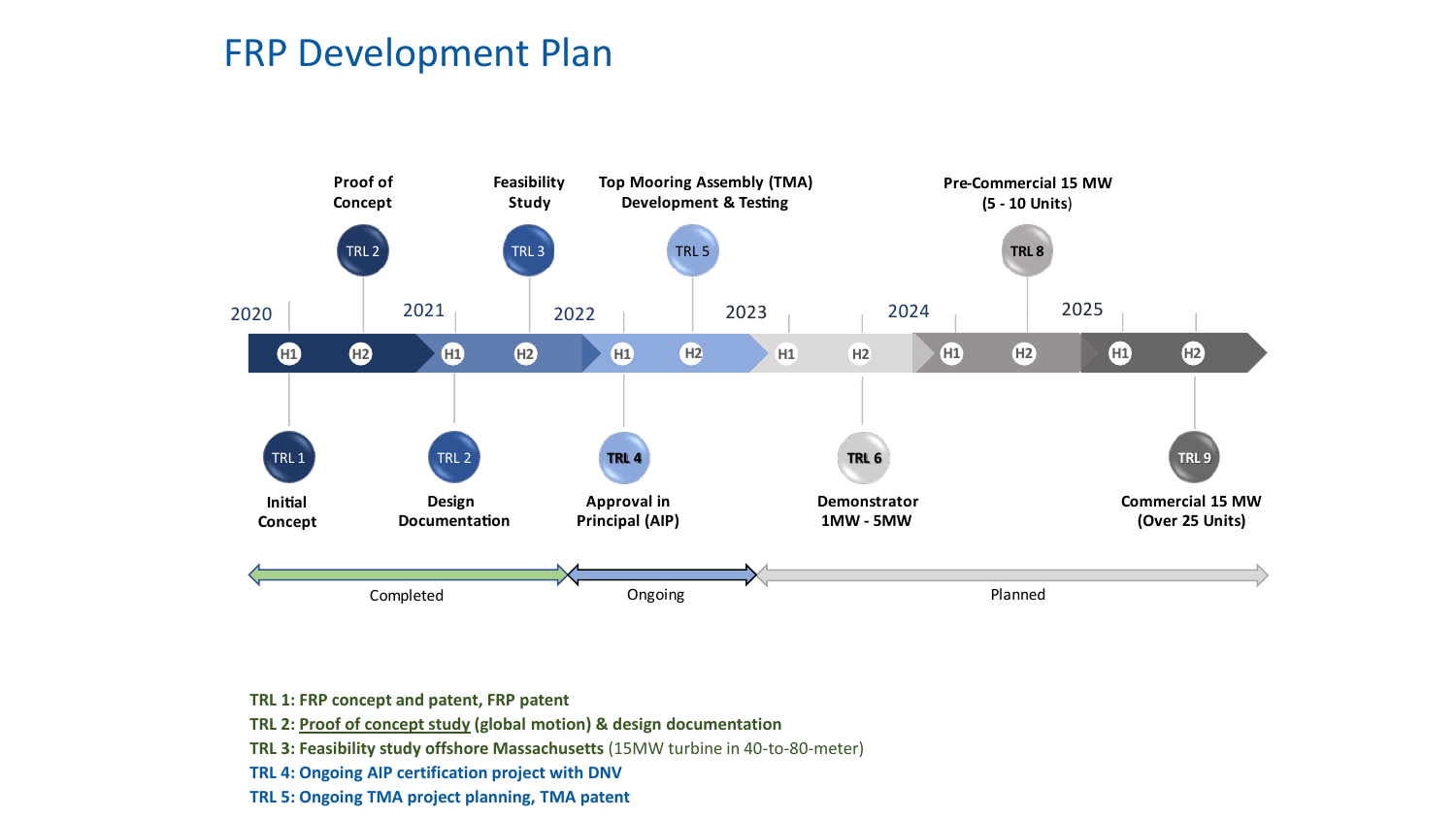# FRP Development Plan

| Year | Half | TRL | Milestone | Status |
|---|---|---|---|---|
| 2020 | H1 | TRL 1 | Initial Concept | Completed |
| 2020 | H2 | TRL 2 | Proof of Concept | Completed |
| 2021 | H1 | TRL 2 | Design Documentation | Completed |
| 2021 | H2 | TRL 3 | Feasibility Study | Completed |
| 2022 | H1 | TRL 4 | Approval in Principal (AIP) | Ongoing |
| 2022 | H2 | TRL 5 | Top Mooring Assembly (TMA) Development & Testing | Ongoing |
| 2023 | H2 | TRL 6 | Demonstrator 1MW - 5MW | Planned |
| 2024 | H2 | TRL 8 | Pre-Commercial 15 MW (5 - 10 Units) | Planned |
| 2025 | H2 | TRL 9 | Commercial 15 MW (Over 25 Units) | Planned |

**TRL 1: FRP concept and patent, FRP patent**

**TRL 2: Proof of concept study (global motion) & design documentation**

**TRL 3: Feasibility study offshore Massachusetts** (15MW turbine in 40-to-80-meter)

**TRL 4: Ongoing AIP certification project with DNV**

**TRL 5: Ongoing TMA project planning, TMA patent**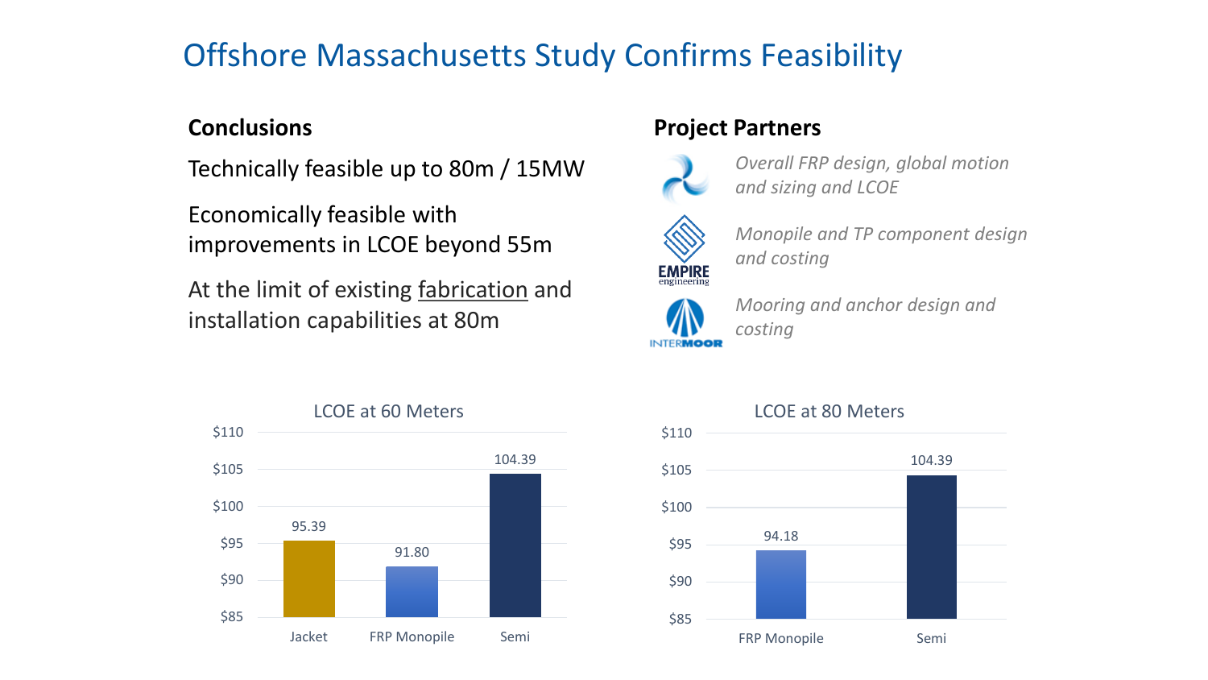# Offshore Massachusetts Study Confirms Feasibility

## Conclusions

Technically feasible up to 80m / 15MW

Economically feasible with improvements in LCOE beyond 55m

At the limit of existing fabrication and installation capabilities at 80m

## Project Partners

*Overall FRP design, global motion and sizing and LCOE*

EMPIRE engineering — *Monopile and TP component design and costing*

INTERMOOR — *Mooring and anchor design and costing*

### LCOE at 60 Meters

| Jacket | FRP Monopile | Semi |
|---|---|---|
| 95.39 | 91.80 | 104.39 |

### LCOE at 80 Meters

| FRP Monopile | Semi |
|---|---|
| 94.18 | 104.39 |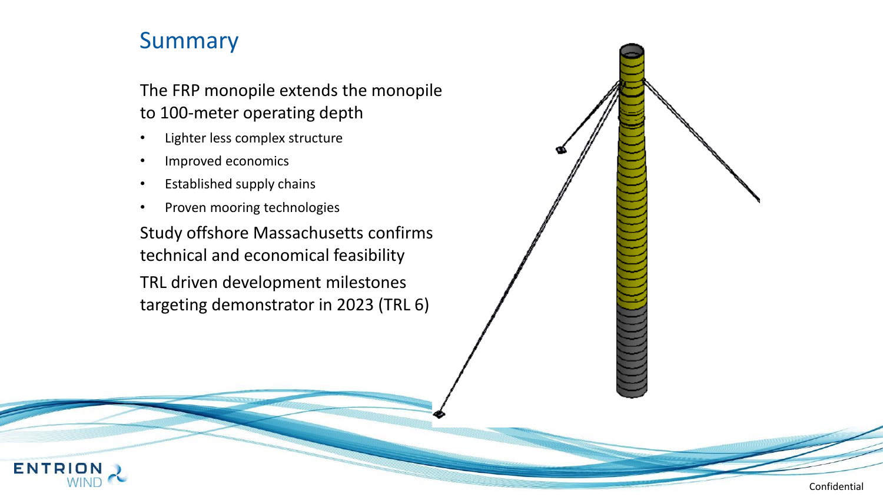# Summary

The FRP monopile extends the monopile to 100-meter operating depth

- Lighter less complex structure
- Improved economics
- Established supply chains
- Proven mooring technologies

Study offshore Massachusetts confirms technical and economical feasibility

TRL driven development milestones targeting demonstrator in 2023 (TRL 6)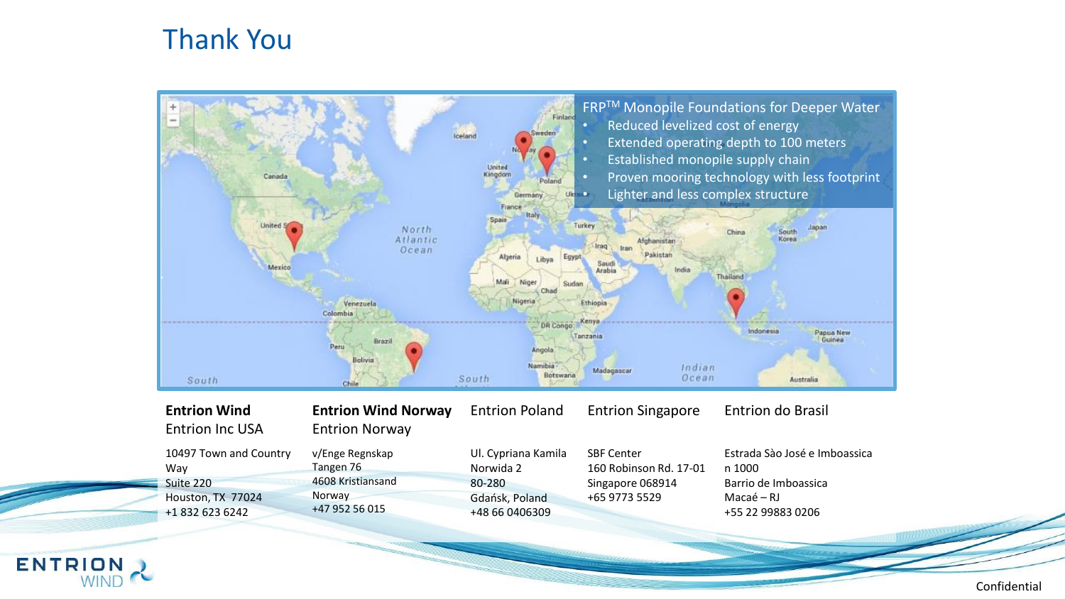# Thank You

FRP™ Monopile Foundations for Deeper Water

- Reduced levelized cost of energy
- Extended operating depth to 100 meters
- Established monopile supply chain
- Proven mooring technology with less footprint
- Lighter and less complex structure

**Entrion Wind**
Entrion Inc USA

10497 Town and Country Way
Suite 220
Houston, TX 77024
+1 832 623 6242

**Entrion Wind Norway**
Entrion Norway

v/Enge Regnskap
Tangen 76
4608 Kristiansand
Norway
+47 952 56 015

Entrion Poland

Ul. Cypriana Kamila Norwida 2
80-280
Gdańsk, Poland
+48 66 0406309

Entrion Singapore

SBF Center
160 Robinson Rd. 17-01
Singapore 068914
+65 9773 5529

Entrion do Brasil

Estrada Sào José e Imboassica n 1000
Barrio de Imboassica
Macaé – RJ
+55 22 99883 0206

Confidential